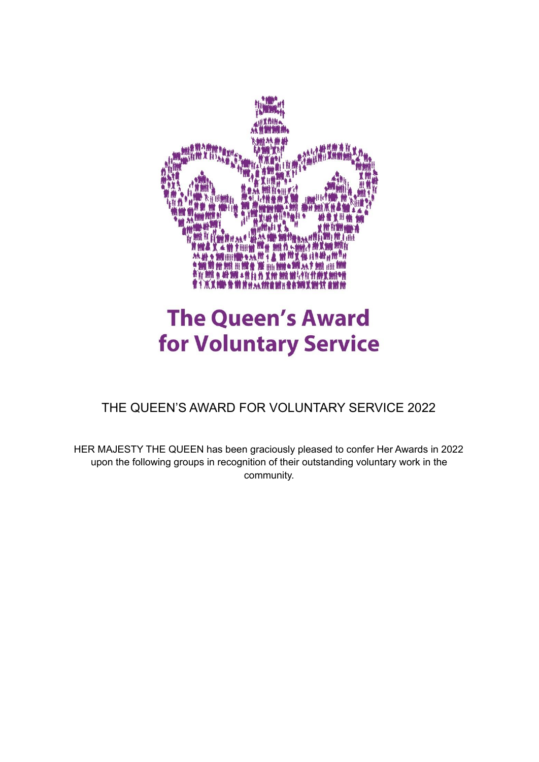# The Queen's Award for Voluntary Service

## THE QUEEN'S AWARD FOR VOLUNTARY SERVICE 2022

HER MAJESTY THE QUEEN has been graciously pleased to confer Her Awards in 2022 upon the following groups in recognition of their outstanding voluntary work in the community.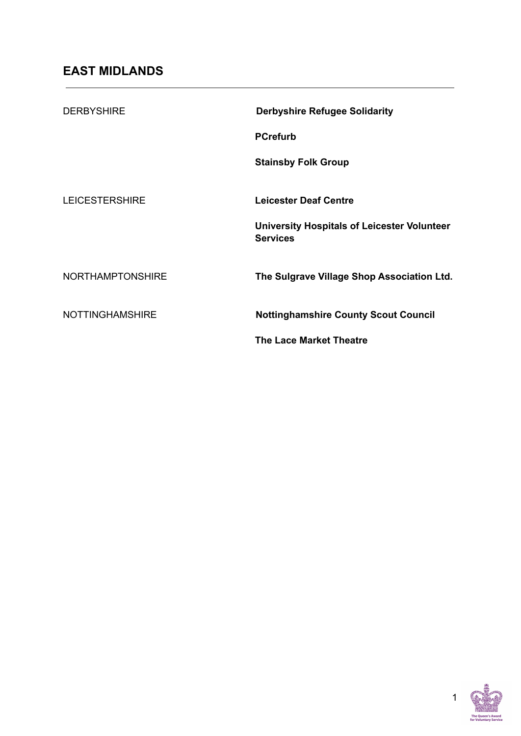## EAST MIDLANDS

| | |
|---|---|
| DERBYSHIRE | **Derbyshire Refugee Solidarity** |
| | **PCrefurb** |
| | **Stainsby Folk Group** |
| LEICESTERSHIRE | **Leicester Deaf Centre** |
| | **University Hospitals of Leicester Volunteer Services** |
| NORTHAMPTONSHIRE | **The Sulgrave Village Shop Association Ltd.** |
| NOTTINGHAMSHIRE | **Nottinghamshire County Scout Council** |
| | **The Lace Market Theatre** |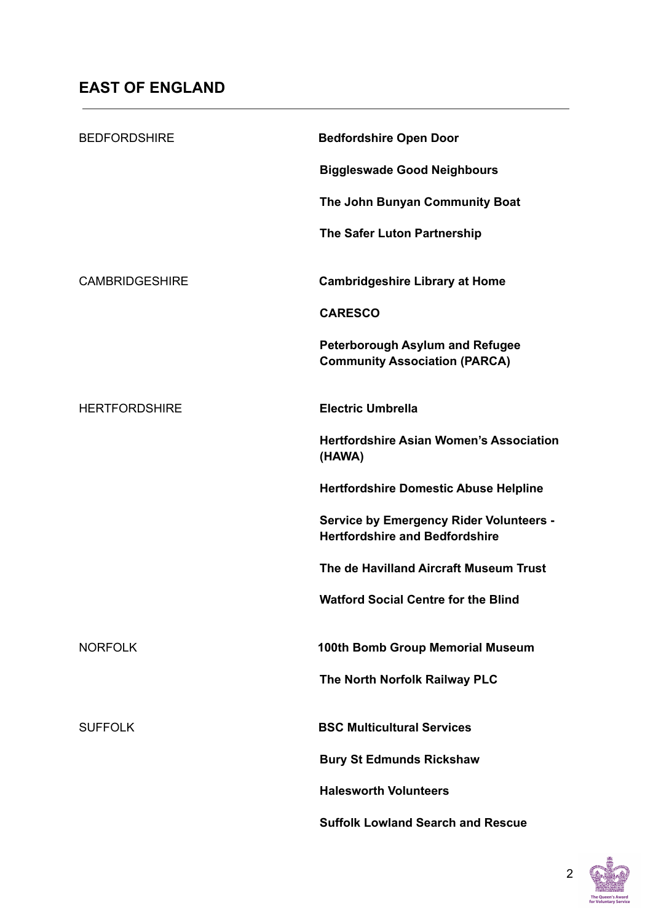## EAST OF ENGLAND

| | |
|---|---|
| BEDFORDSHIRE | **Bedfordshire Open Door** |
| | **Biggleswade Good Neighbours** |
| | **The John Bunyan Community Boat** |
| | **The Safer Luton Partnership** |
| CAMBRIDGESHIRE | **Cambridgeshire Library at Home** |
| | **CARESCO** |
| | **Peterborough Asylum and Refugee Community Association (PARCA)** |
| HERTFORDSHIRE | **Electric Umbrella** |
| | **Hertfordshire Asian Women's Association (HAWA)** |
| | **Hertfordshire Domestic Abuse Helpline** |
| | **Service by Emergency Rider Volunteers - Hertfordshire and Bedfordshire** |
| | **The de Havilland Aircraft Museum Trust** |
| | **Watford Social Centre for the Blind** |
| NORFOLK | **100th Bomb Group Memorial Museum** |
| | **The North Norfolk Railway PLC** |
| SUFFOLK | **BSC Multicultural Services** |
| | **Bury St Edmunds Rickshaw** |
| | **Halesworth Volunteers** |
| | **Suffolk Lowland Search and Rescue** |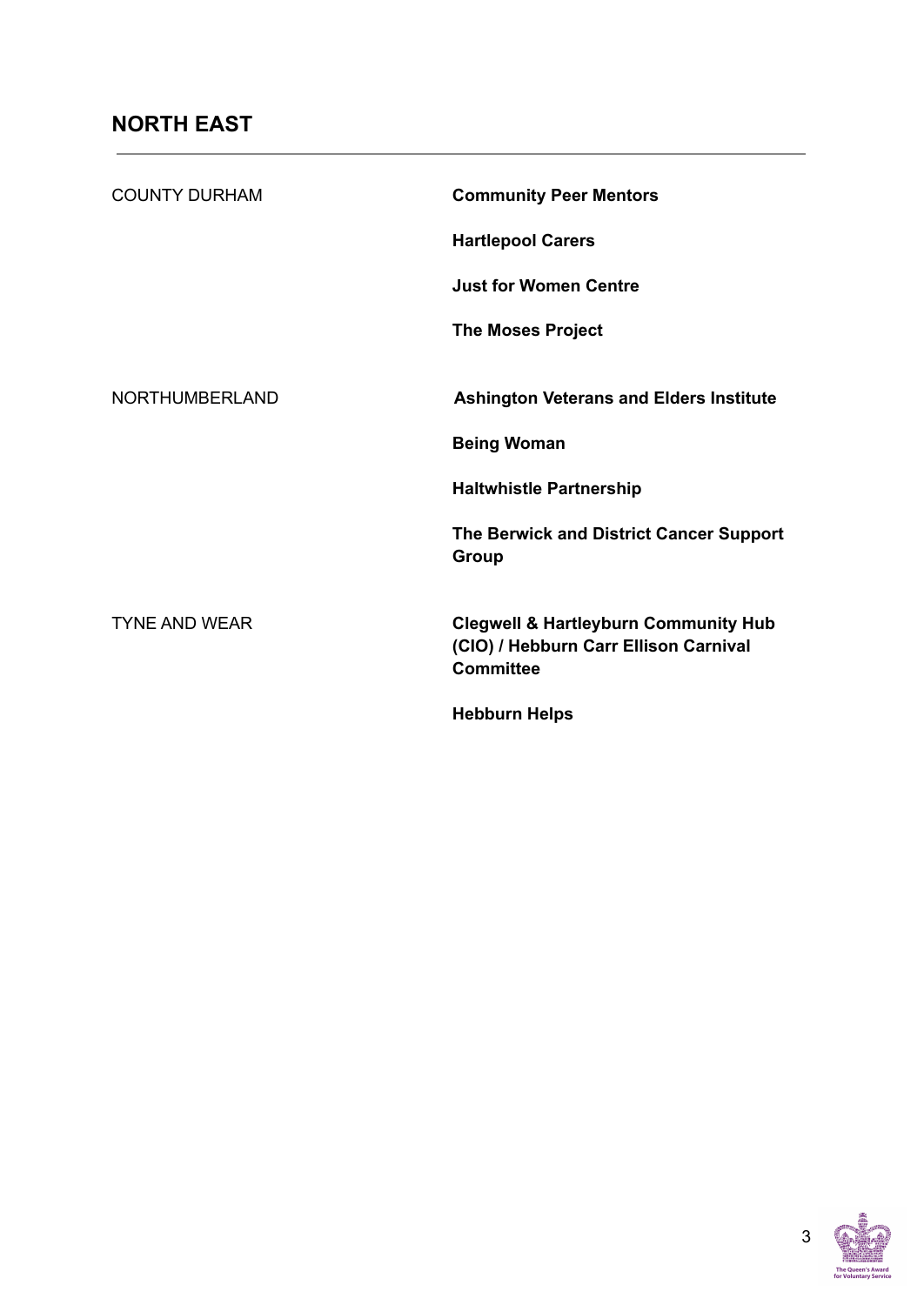## NORTH EAST

| | |
|---|---|
| COUNTY DURHAM | **Community Peer Mentors** |
| | **Hartlepool Carers** |
| | **Just for Women Centre** |
| | **The Moses Project** |
| NORTHUMBERLAND | **Ashington Veterans and Elders Institute** |
| | **Being Woman** |
| | **Haltwhistle Partnership** |
| | **The Berwick and District Cancer Support Group** |
| TYNE AND WEAR | **Clegwell & Hartleyburn Community Hub (CIO) / Hebburn Carr Ellison Carnival Committee** |
| | **Hebburn Helps** |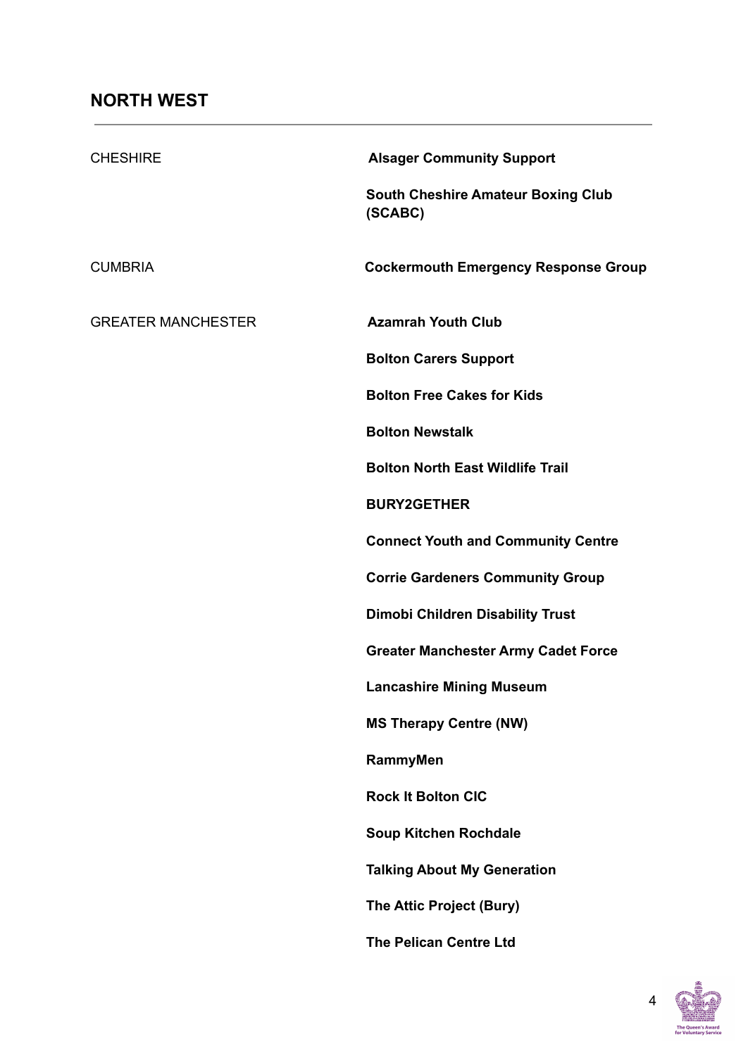## NORTH WEST

| | |
|---|---|
| CHESHIRE | **Alsager Community Support** |
| | **South Cheshire Amateur Boxing Club (SCABC)** |
| CUMBRIA | **Cockermouth Emergency Response Group** |
| GREATER MANCHESTER | **Azamrah Youth Club** |
| | **Bolton Carers Support** |
| | **Bolton Free Cakes for Kids** |
| | **Bolton Newstalk** |
| | **Bolton North East Wildlife Trail** |
| | **BURY2GETHER** |
| | **Connect Youth and Community Centre** |
| | **Corrie Gardeners Community Group** |
| | **Dimobi Children Disability Trust** |
| | **Greater Manchester Army Cadet Force** |
| | **Lancashire Mining Museum** |
| | **MS Therapy Centre (NW)** |
| | **RammyMen** |
| | **Rock It Bolton CIC** |
| | **Soup Kitchen Rochdale** |
| | **Talking About My Generation** |
| | **The Attic Project (Bury)** |
| | **The Pelican Centre Ltd** |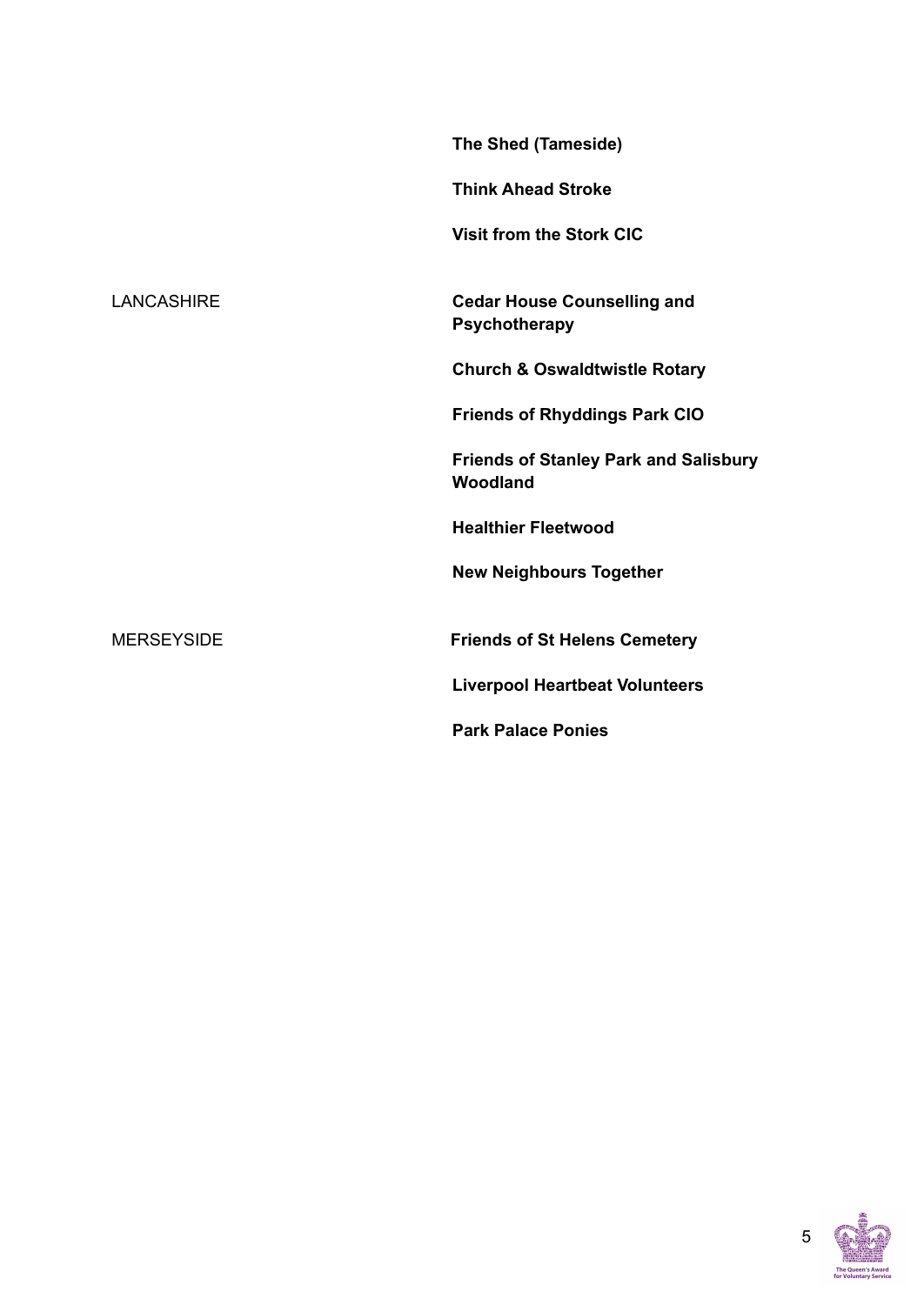| | |
|---|---|
| | **The Shed (Tameside)** |
| | **Think Ahead Stroke** |
| | **Visit from the Stork CIC** |
| LANCASHIRE | **Cedar House Counselling and Psychotherapy** |
| | **Church & Oswaldtwistle Rotary** |
| | **Friends of Rhyddings Park CIO** |
| | **Friends of Stanley Park and Salisbury Woodland** |
| | **Healthier Fleetwood** |
| | **New Neighbours Together** |
| MERSEYSIDE | **Friends of St Helens Cemetery** |
| | **Liverpool Heartbeat Volunteers** |
| | **Park Palace Ponies** |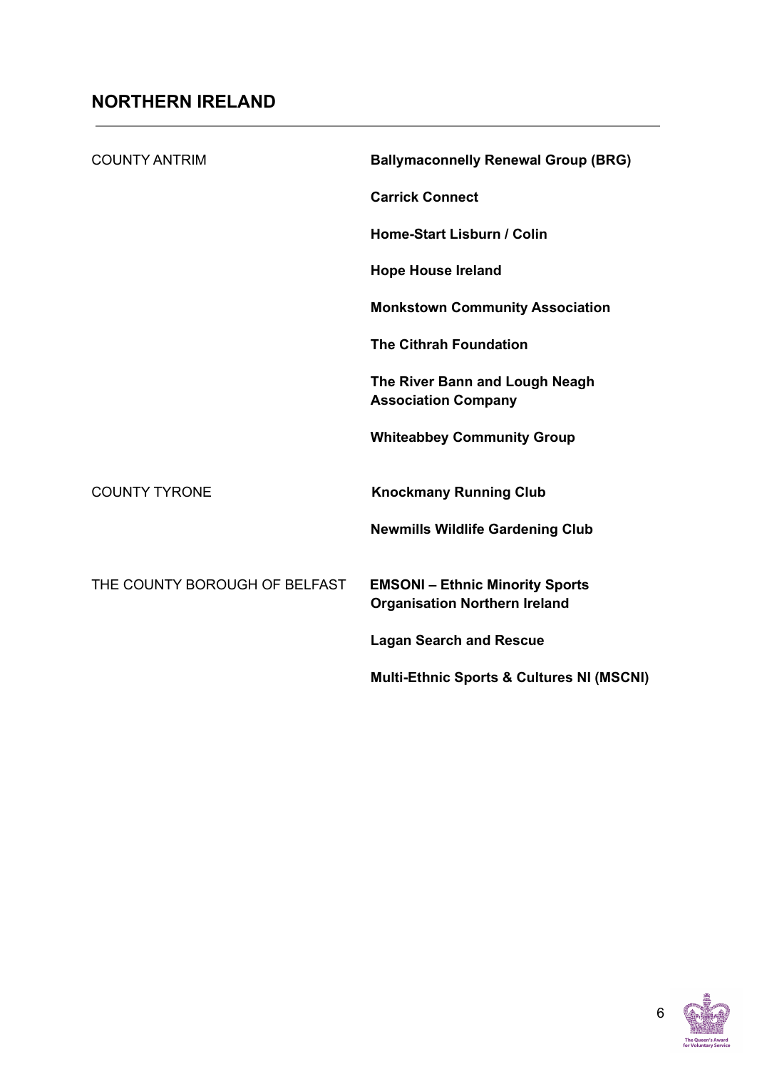## NORTHERN IRELAND

| | |
|---|---|
| COUNTY ANTRIM | **Ballymaconnelly Renewal Group (BRG)** |
| | **Carrick Connect** |
| | **Home-Start Lisburn / Colin** |
| | **Hope House Ireland** |
| | **Monkstown Community Association** |
| | **The Cithrah Foundation** |
| | **The River Bann and Lough Neagh Association Company** |
| | **Whiteabbey Community Group** |
| COUNTY TYRONE | **Knockmany Running Club** |
| | **Newmills Wildlife Gardening Club** |
| THE COUNTY BOROUGH OF BELFAST | **EMSONI – Ethnic Minority Sports Organisation Northern Ireland** |
| | **Lagan Search and Rescue** |
| | **Multi-Ethnic Sports & Cultures NI (MSCNI)** |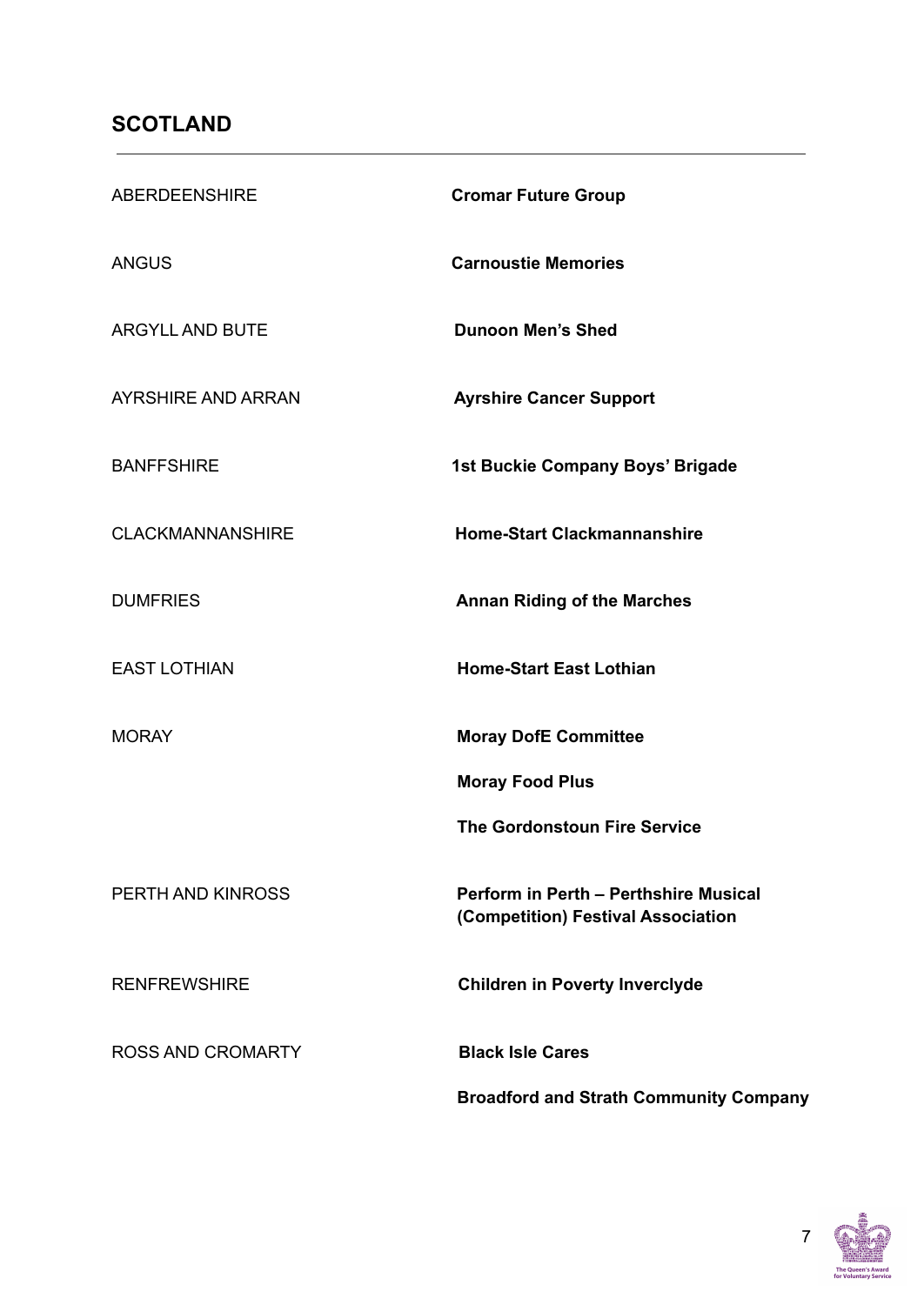## SCOTLAND

| | |
|---|---|
| ABERDEENSHIRE | **Cromar Future Group** |
| ANGUS | **Carnoustie Memories** |
| ARGYLL AND BUTE | **Dunoon Men's Shed** |
| AYRSHIRE AND ARRAN | **Ayrshire Cancer Support** |
| BANFFSHIRE | **1st Buckie Company Boys' Brigade** |
| CLACKMANNANSHIRE | **Home-Start Clackmannanshire** |
| DUMFRIES | **Annan Riding of the Marches** |
| EAST LOTHIAN | **Home-Start East Lothian** |
| MORAY | **Moray DofE Committee** |
| | **Moray Food Plus** |
| | **The Gordonstoun Fire Service** |
| PERTH AND KINROSS | **Perform in Perth – Perthshire Musical (Competition) Festival Association** |
| RENFREWSHIRE | **Children in Poverty Inverclyde** |
| ROSS AND CROMARTY | **Black Isle Cares** |
| | **Broadford and Strath Community Company** |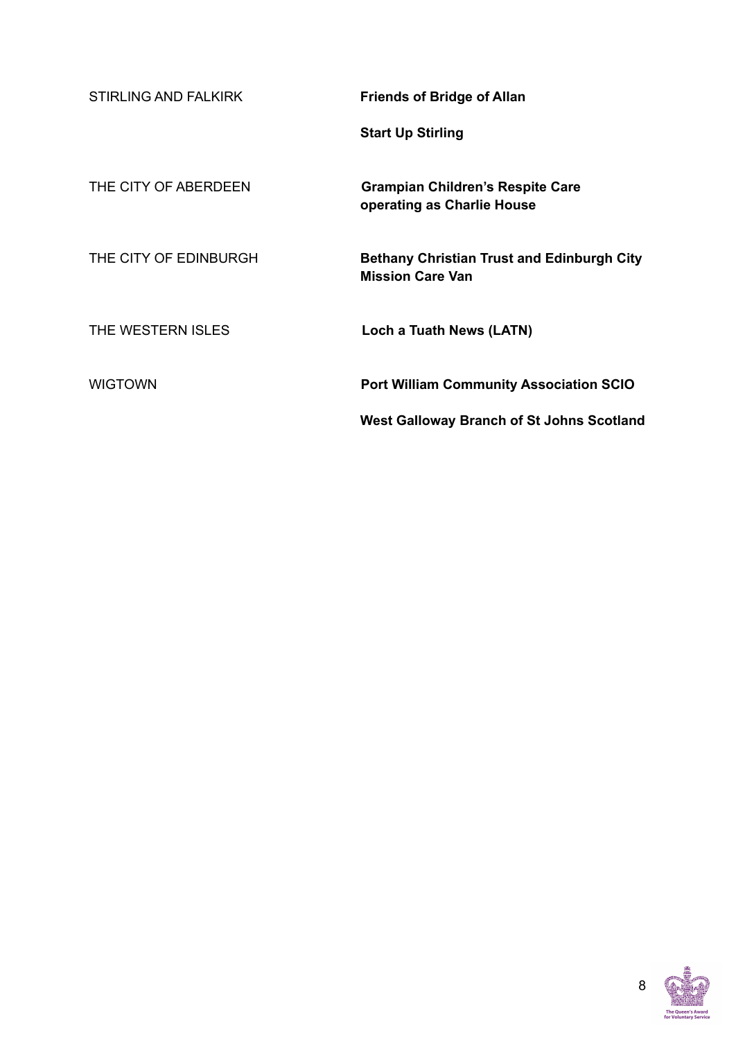| | |
|---|---|
| STIRLING AND FALKIRK | **Friends of Bridge of Allan** |
| | **Start Up Stirling** |
| THE CITY OF ABERDEEN | **Grampian Children's Respite Care operating as Charlie House** |
| THE CITY OF EDINBURGH | **Bethany Christian Trust and Edinburgh City Mission Care Van** |
| THE WESTERN ISLES | **Loch a Tuath News (LATN)** |
| WIGTOWN | **Port William Community Association SCIO** |
| | **West Galloway Branch of St Johns Scotland** |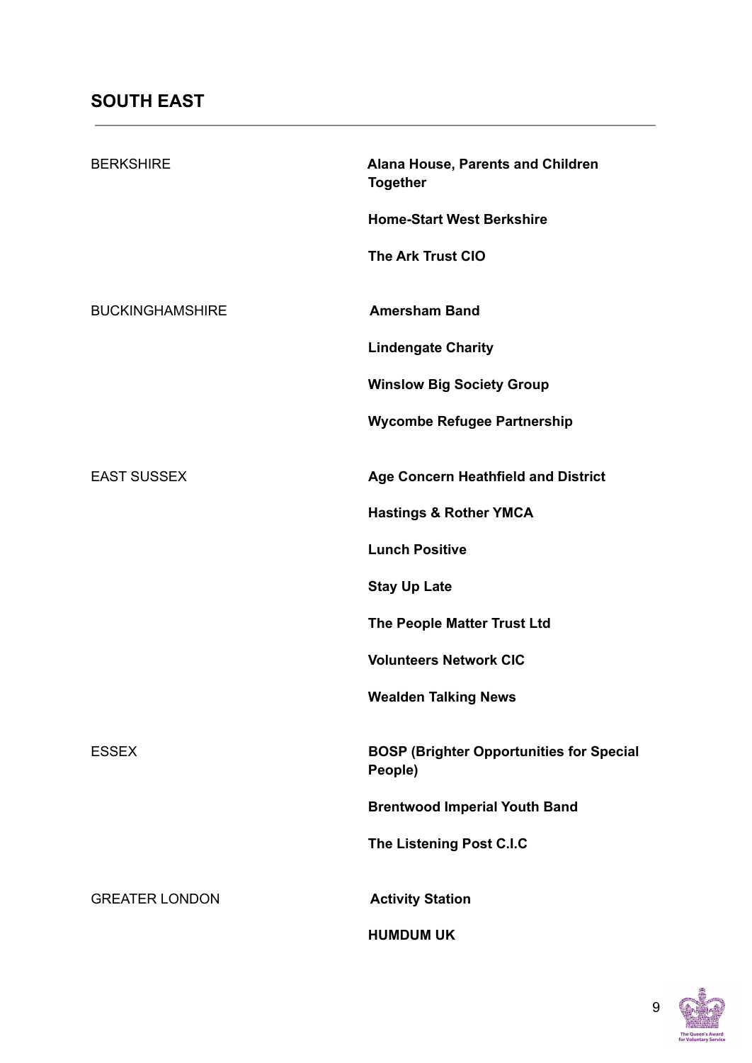## SOUTH EAST

| | |
|---|---|
| BERKSHIRE | **Alana House, Parents and Children Together** |
| | **Home-Start West Berkshire** |
| | **The Ark Trust CIO** |
| BUCKINGHAMSHIRE | **Amersham Band** |
| | **Lindengate Charity** |
| | **Winslow Big Society Group** |
| | **Wycombe Refugee Partnership** |
| EAST SUSSEX | **Age Concern Heathfield and District** |
| | **Hastings & Rother YMCA** |
| | **Lunch Positive** |
| | **Stay Up Late** |
| | **The People Matter Trust Ltd** |
| | **Volunteers Network CIC** |
| | **Wealden Talking News** |
| ESSEX | **BOSP (Brighter Opportunities for Special People)** |
| | **Brentwood Imperial Youth Band** |
| | **The Listening Post C.I.C** |
| GREATER LONDON | **Activity Station** |
| | **HUMDUM UK** |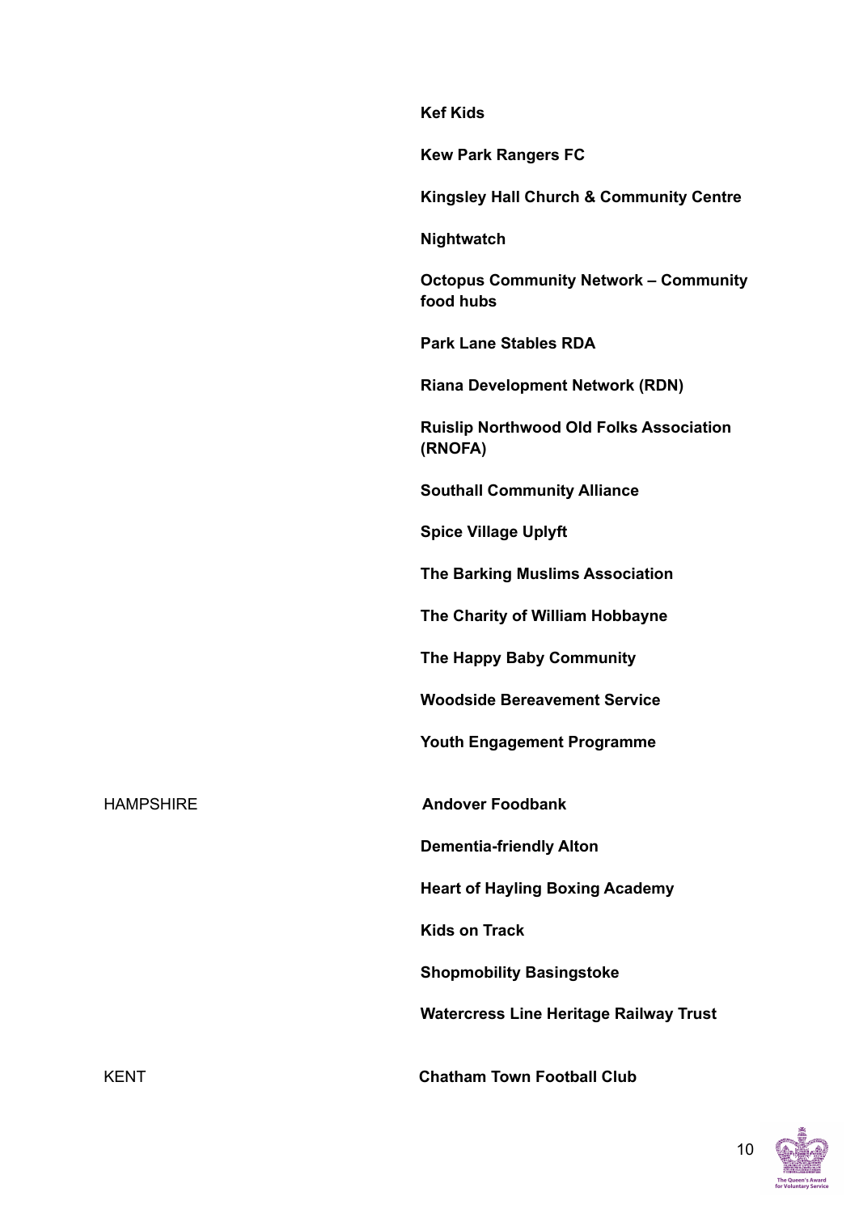| | |
|---|---|
| | **Kef Kids** |
| | **Kew Park Rangers FC** |
| | **Kingsley Hall Church & Community Centre** |
| | **Nightwatch** |
| | **Octopus Community Network – Community food hubs** |
| | **Park Lane Stables RDA** |
| | **Riana Development Network (RDN)** |
| | **Ruislip Northwood Old Folks Association (RNOFA)** |
| | **Southall Community Alliance** |
| | **Spice Village Uplyft** |
| | **The Barking Muslims Association** |
| | **The Charity of William Hobbayne** |
| | **The Happy Baby Community** |
| | **Woodside Bereavement Service** |
| | **Youth Engagement Programme** |
| HAMPSHIRE | **Andover Foodbank** |
| | **Dementia-friendly Alton** |
| | **Heart of Hayling Boxing Academy** |
| | **Kids on Track** |
| | **Shopmobility Basingstoke** |
| | **Watercress Line Heritage Railway Trust** |
| KENT | **Chatham Town Football Club** |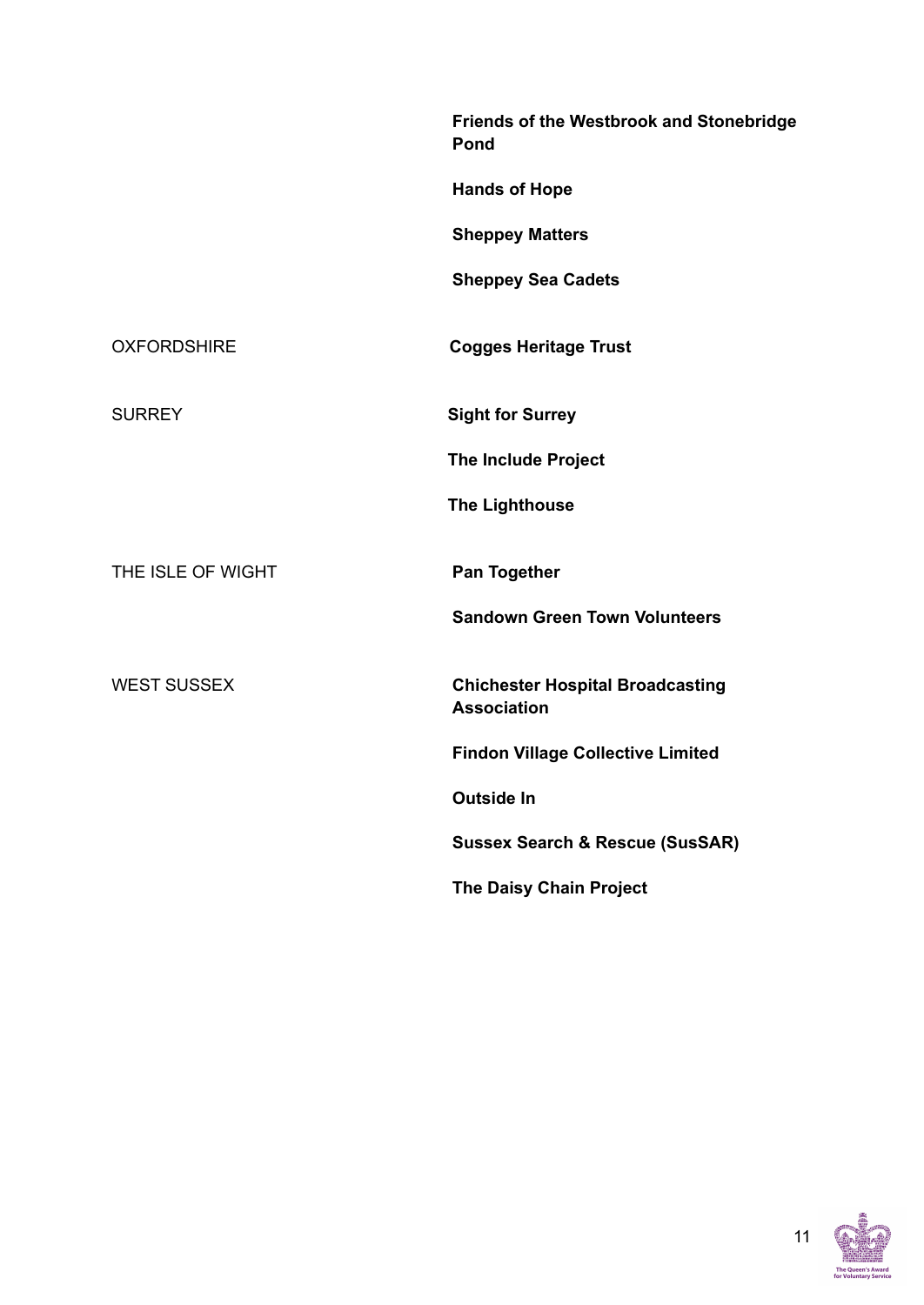| | |
|---|---|
| | **Friends of the Westbrook and Stonebridge Pond** |
| | **Hands of Hope** |
| | **Sheppey Matters** |
| | **Sheppey Sea Cadets** |
| OXFORDSHIRE | **Cogges Heritage Trust** |
| SURREY | **Sight for Surrey** |
| | **The Include Project** |
| | **The Lighthouse** |
| THE ISLE OF WIGHT | **Pan Together** |
| | **Sandown Green Town Volunteers** |
| WEST SUSSEX | **Chichester Hospital Broadcasting Association** |
| | **Findon Village Collective Limited** |
| | **Outside In** |
| | **Sussex Search & Rescue (SusSAR)** |
| | **The Daisy Chain Project** |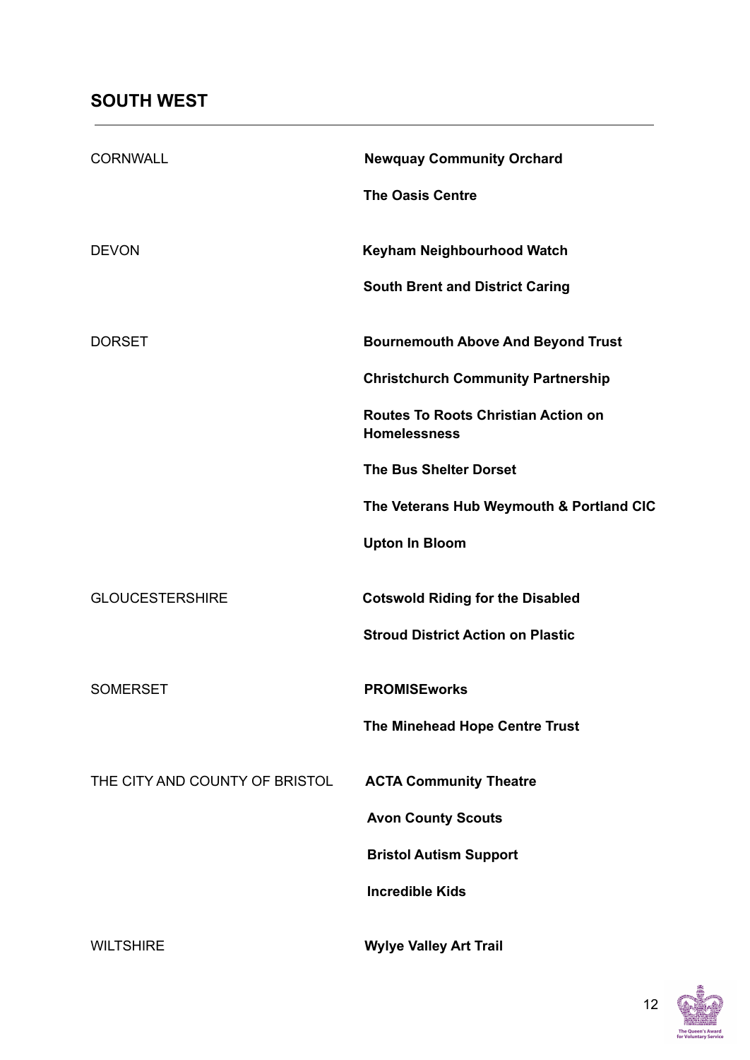## SOUTH WEST

| | |
|---|---|
| CORNWALL | **Newquay Community Orchard** |
| | **The Oasis Centre** |
| DEVON | **Keyham Neighbourhood Watch** |
| | **South Brent and District Caring** |
| DORSET | **Bournemouth Above And Beyond Trust** |
| | **Christchurch Community Partnership** |
| | **Routes To Roots Christian Action on Homelessness** |
| | **The Bus Shelter Dorset** |
| | **The Veterans Hub Weymouth & Portland CIC** |
| | **Upton In Bloom** |
| GLOUCESTERSHIRE | **Cotswold Riding for the Disabled** |
| | **Stroud District Action on Plastic** |
| SOMERSET | **PROMISEworks** |
| | **The Minehead Hope Centre Trust** |
| THE CITY AND COUNTY OF BRISTOL | **ACTA Community Theatre** |
| | **Avon County Scouts** |
| | **Bristol Autism Support** |
| | **Incredible Kids** |
| WILTSHIRE | **Wylye Valley Art Trail** |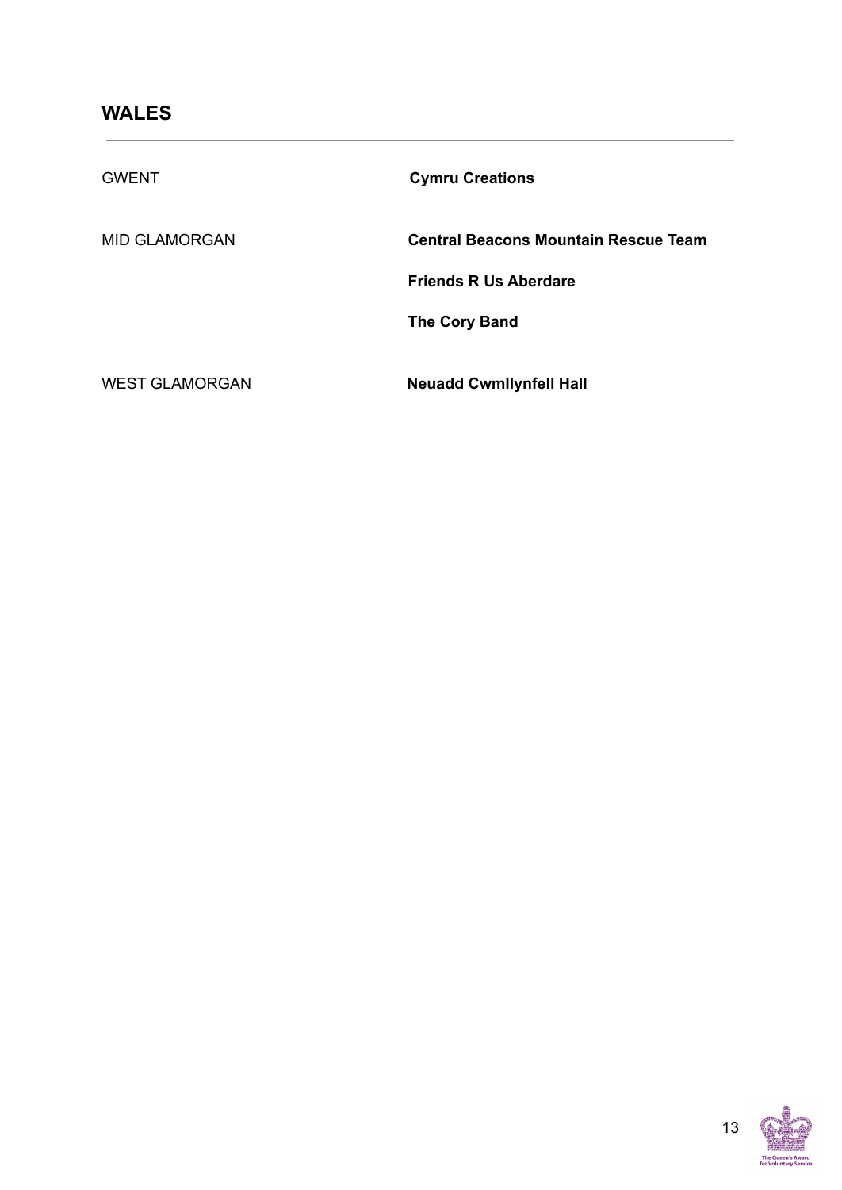## WALES

| | |
|---|---|
| GWENT | **Cymru Creations** |
| MID GLAMORGAN | **Central Beacons Mountain Rescue Team** |
| | **Friends R Us Aberdare** |
| | **The Cory Band** |
| WEST GLAMORGAN | **Neuadd Cwmllynfell Hall** |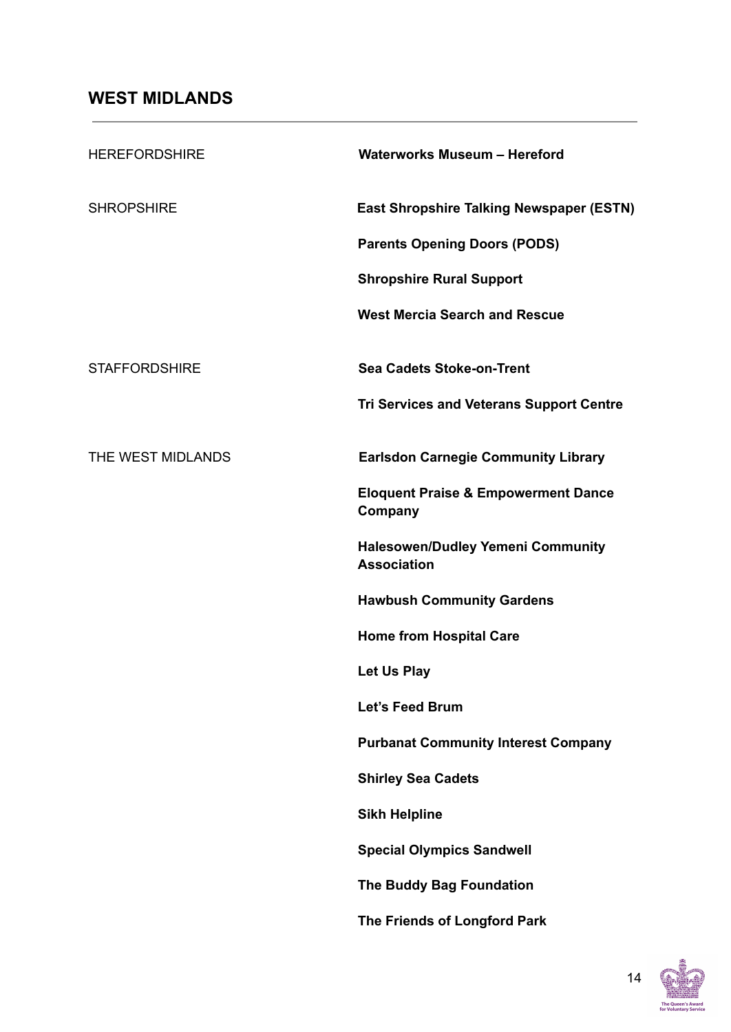## WEST MIDLANDS

| | |
|---|---|
| HEREFORDSHIRE | **Waterworks Museum – Hereford** |
| SHROPSHIRE | **East Shropshire Talking Newspaper (ESTN)** |
| | **Parents Opening Doors (PODS)** |
| | **Shropshire Rural Support** |
| | **West Mercia Search and Rescue** |
| STAFFORDSHIRE | **Sea Cadets Stoke-on-Trent** |
| | **Tri Services and Veterans Support Centre** |
| THE WEST MIDLANDS | **Earlsdon Carnegie Community Library** |
| | **Eloquent Praise & Empowerment Dance Company** |
| | **Halesowen/Dudley Yemeni Community Association** |
| | **Hawbush Community Gardens** |
| | **Home from Hospital Care** |
| | **Let Us Play** |
| | **Let's Feed Brum** |
| | **Purbanat Community Interest Company** |
| | **Shirley Sea Cadets** |
| | **Sikh Helpline** |
| | **Special Olympics Sandwell** |
| | **The Buddy Bag Foundation** |
| | **The Friends of Longford Park** |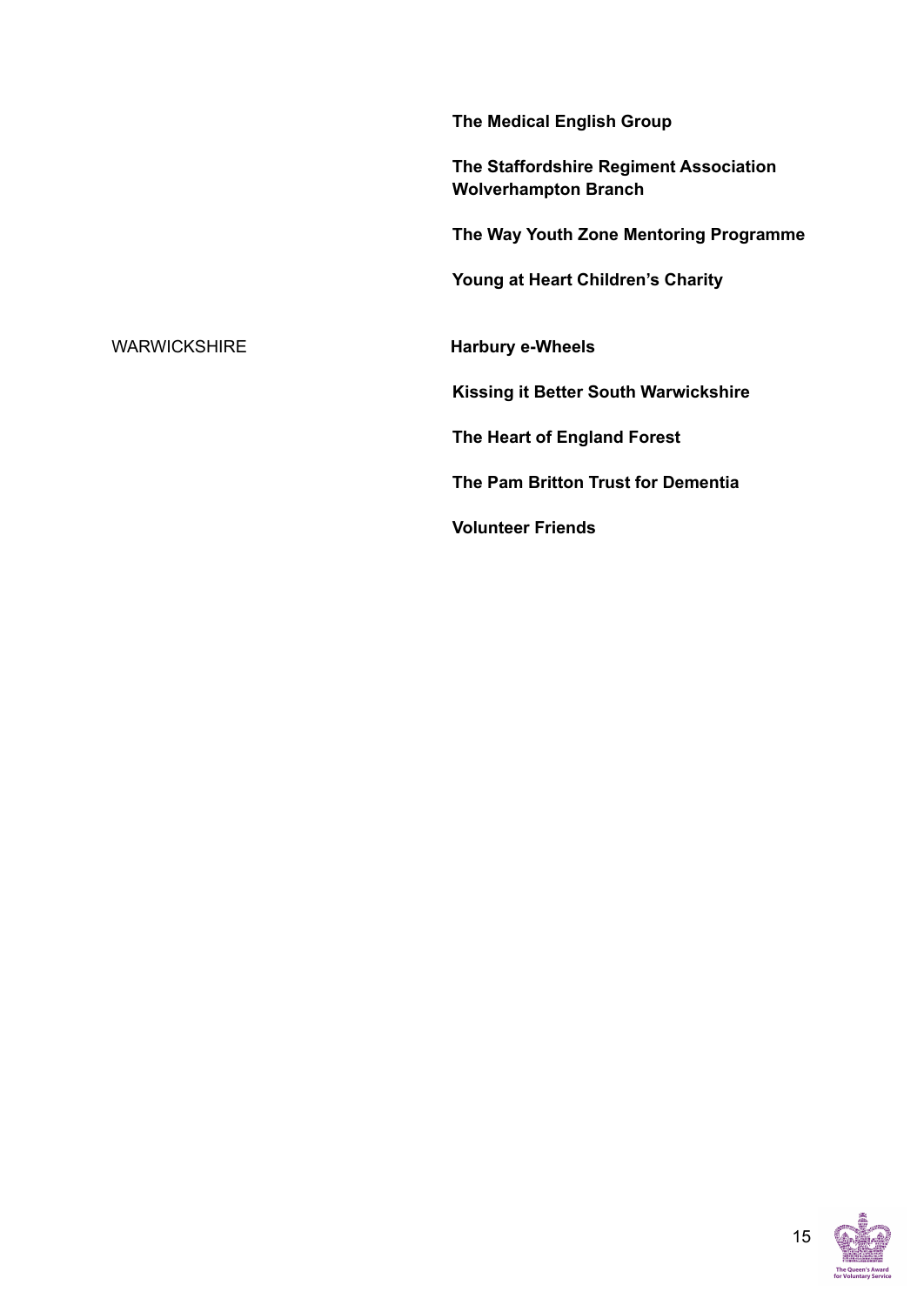| | |
|---|---|
| | **The Medical English Group** |
| | **The Staffordshire Regiment Association Wolverhampton Branch** |
| | **The Way Youth Zone Mentoring Programme** |
| | **Young at Heart Children's Charity** |
| WARWICKSHIRE | **Harbury e-Wheels** |
| | **Kissing it Better South Warwickshire** |
| | **The Heart of England Forest** |
| | **The Pam Britton Trust for Dementia** |
| | **Volunteer Friends** |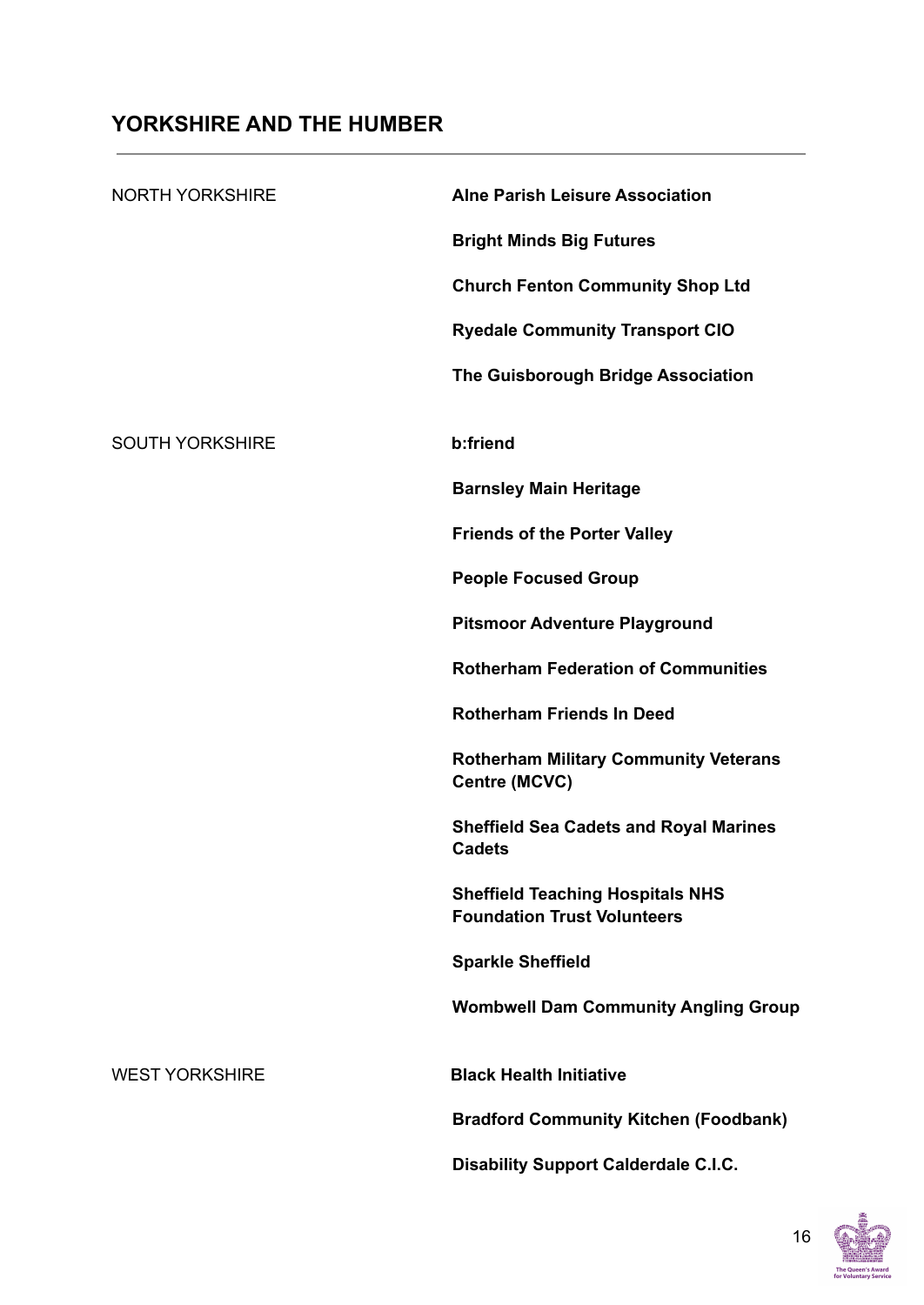## YORKSHIRE AND THE HUMBER

NORTH YORKSHIRE

**Alne Parish Leisure Association**

**Bright Minds Big Futures**

**Church Fenton Community Shop Ltd**

**Ryedale Community Transport CIO**

**The Guisborough Bridge Association**

SOUTH YORKSHIRE

**b:friend**

**Barnsley Main Heritage**

**Friends of the Porter Valley**

**People Focused Group**

**Pitsmoor Adventure Playground**

**Rotherham Federation of Communities**

**Rotherham Friends In Deed**

**Rotherham Military Community Veterans Centre (MCVC)**

**Sheffield Sea Cadets and Royal Marines Cadets**

**Sheffield Teaching Hospitals NHS Foundation Trust Volunteers**

**Sparkle Sheffield**

**Wombwell Dam Community Angling Group**

WEST YORKSHIRE

**Black Health Initiative**

**Bradford Community Kitchen (Foodbank)**

**Disability Support Calderdale C.I.C.**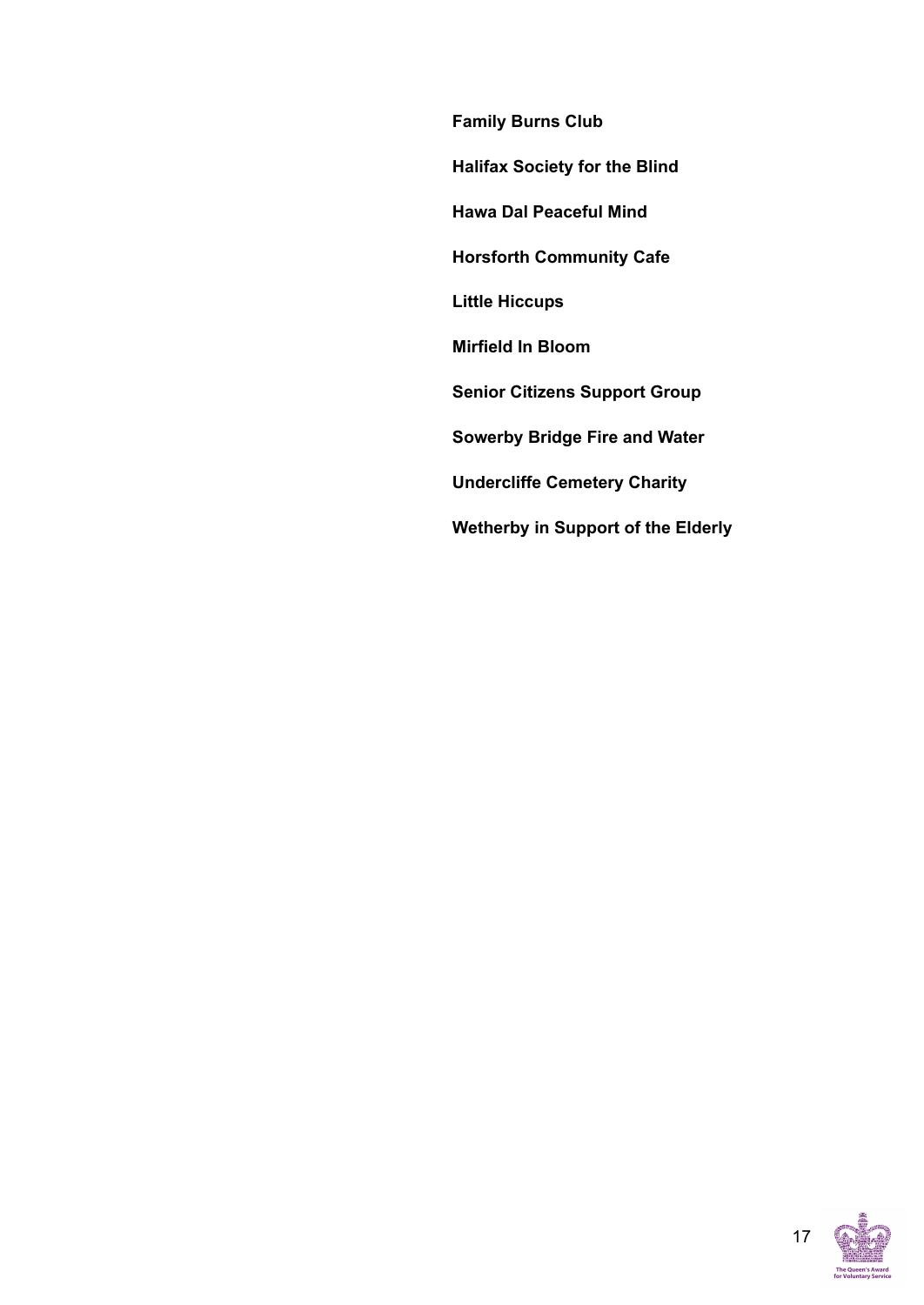**Family Burns Club**

**Halifax Society for the Blind**

**Hawa Dal Peaceful Mind**

**Horsforth Community Cafe**

**Little Hiccups**

**Mirfield In Bloom**

**Senior Citizens Support Group**

**Sowerby Bridge Fire and Water**

**Undercliffe Cemetery Charity**

**Wetherby in Support of the Elderly**